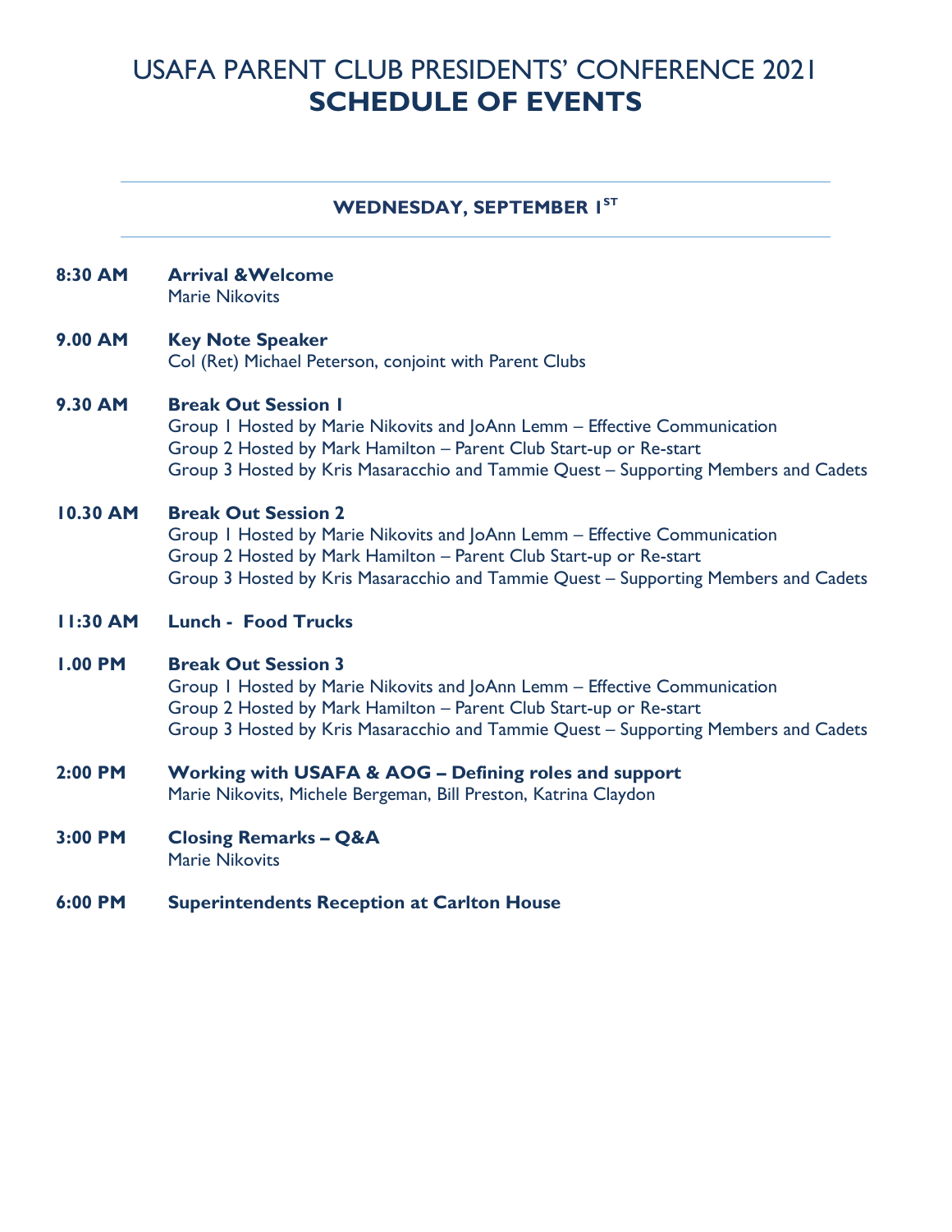# USAFA PARENT CLUB PRESIDENTS' CONFERENCE 2021
# **SCHEDULE OF EVENTS**

## WEDNESDAY, SEPTEMBER 1ST

**8:30 AM** **Arrival &Welcome**
Marie Nikovits

**9.00 AM** **Key Note Speaker**
Col (Ret) Michael Peterson, conjoint with Parent Clubs

**9.30 AM** **Break Out Session 1**
Group 1 Hosted by Marie Nikovits and JoAnn Lemm – Effective Communication
Group 2 Hosted by Mark Hamilton – Parent Club Start-up or Re-start
Group 3 Hosted by Kris Masaracchio and Tammie Quest – Supporting Members and Cadets

**10.30 AM** **Break Out Session 2**
Group 1 Hosted by Marie Nikovits and JoAnn Lemm – Effective Communication
Group 2 Hosted by Mark Hamilton – Parent Club Start-up or Re-start
Group 3 Hosted by Kris Masaracchio and Tammie Quest – Supporting Members and Cadets

**11:30 AM** **Lunch - Food Trucks**

**1.00 PM** **Break Out Session 3**
Group 1 Hosted by Marie Nikovits and JoAnn Lemm – Effective Communication
Group 2 Hosted by Mark Hamilton – Parent Club Start-up or Re-start
Group 3 Hosted by Kris Masaracchio and Tammie Quest – Supporting Members and Cadets

**2:00 PM** **Working with USAFA & AOG – Defining roles and support**
Marie Nikovits, Michele Bergeman, Bill Preston, Katrina Claydon

**3:00 PM** **Closing Remarks – Q&A**
Marie Nikovits

**6:00 PM** **Superintendents Reception at Carlton House**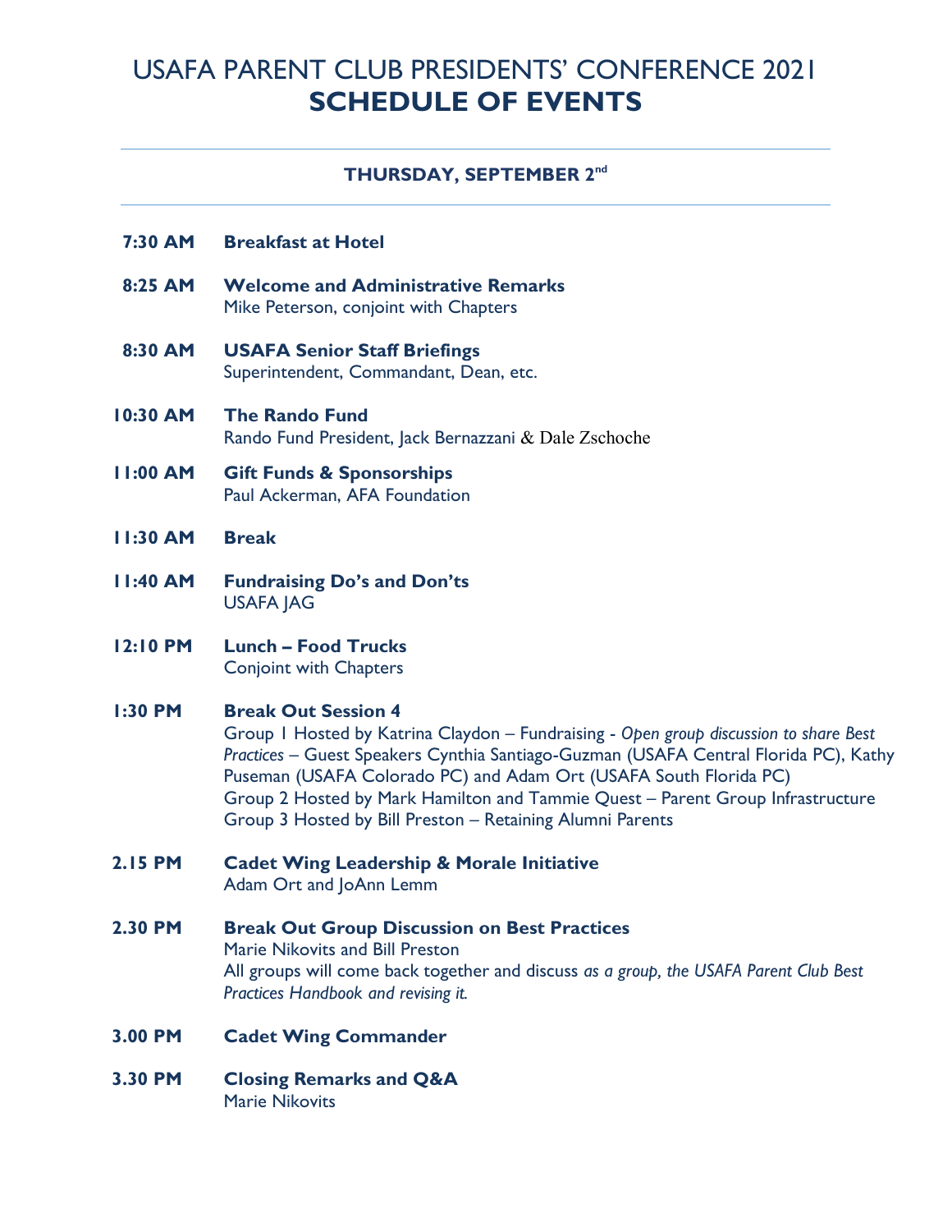# USAFA PARENT CLUB PRESIDENTS' CONFERENCE 2021
# SCHEDULE OF EVENTS

## THURSDAY, SEPTEMBER 2[nd]

**7:30 AM** **Breakfast at Hotel**

**8:25 AM** **Welcome and Administrative Remarks**
Mike Peterson, conjoint with Chapters

**8:30 AM** **USAFA Senior Staff Briefings**
Superintendent, Commandant, Dean, etc.

**10:30 AM** **The Rando Fund**
Rando Fund President, Jack Bernazzani & Dale Zschoche

**11:00 AM** **Gift Funds & Sponsorships**
Paul Ackerman, AFA Foundation

**11:30 AM** **Break**

**11:40 AM** **Fundraising Do's and Don'ts**
USAFA JAG

**12:10 PM** **Lunch – Food Trucks**
Conjoint with Chapters

**1:30 PM** **Break Out Session 4**
Group 1 Hosted by Katrina Claydon – Fundraising - *Open group discussion to share Best Practices* – Guest Speakers Cynthia Santiago-Guzman (USAFA Central Florida PC), Kathy Puseman (USAFA Colorado PC) and Adam Ort (USAFA South Florida PC)
Group 2 Hosted by Mark Hamilton and Tammie Quest – Parent Group Infrastructure
Group 3 Hosted by Bill Preston – Retaining Alumni Parents

**2.15 PM** **Cadet Wing Leadership & Morale Initiative**
Adam Ort and JoAnn Lemm

**2.30 PM** **Break Out Group Discussion on Best Practices**
Marie Nikovits and Bill Preston
All groups will come back together and discuss *as a group, the USAFA Parent Club Best Practices Handbook and revising it.*

**3.00 PM** **Cadet Wing Commander**

**3.30 PM** **Closing Remarks and Q&A**
Marie Nikovits